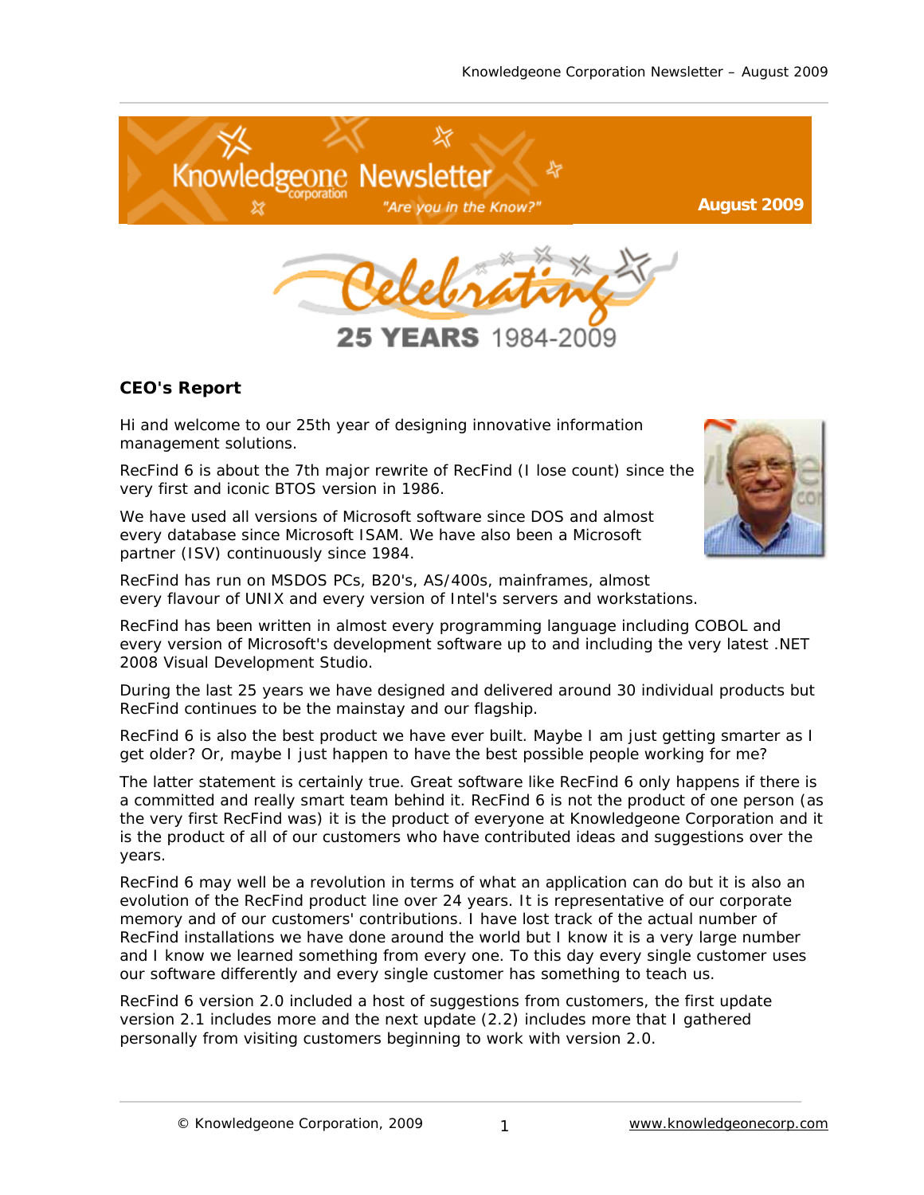# Knowledgeone Newsletter

*"Are you in the Know?"*

**August 2009**

Celebrating 25 YEARS 1984-2009

## CEO's Report

Hi and welcome to our 25th year of designing innovative information management solutions.

RecFind 6 is about the 7th major rewrite of RecFind (I lose count) since the very first and iconic BTOS version in 1986.

We have used all versions of Microsoft software since DOS and almost every database since Microsoft ISAM. We have also been a Microsoft partner (ISV) continuously since 1984.

RecFind has run on MSDOS PCs, B20's, AS/400s, mainframes, almost every flavour of UNIX and every version of Intel's servers and workstations.

RecFind has been written in almost every programming language including COBOL and every version of Microsoft's development software up to and including the very latest .NET 2008 Visual Development Studio.

During the last 25 years we have designed and delivered around 30 individual products but RecFind continues to be the mainstay and our flagship.

RecFind 6 is also the best product we have ever built. Maybe I am just getting smarter as I get older? Or, maybe I just happen to have the best possible people working for me?

The latter statement is certainly true. Great software like RecFind 6 only happens if there is a committed and really smart team behind it. RecFind 6 is not the product of one person (as the very first RecFind was) it is the product of everyone at Knowledgeone Corporation and it is the product of all of our customers who have contributed ideas and suggestions over the years.

RecFind 6 may well be a revolution in terms of what an application can do but it is also an evolution of the RecFind product line over 24 years. It is representative of our corporate memory and of our customers' contributions. I have lost track of the actual number of RecFind installations we have done around the world but I know it is a very large number and I know we learned something from every one. To this day every single customer uses our software differently and every single customer has something to teach us.

RecFind 6 version 2.0 included a host of suggestions from customers, the first update version 2.1 includes more and the next update (2.2) includes more that I gathered personally from visiting customers beginning to work with version 2.0.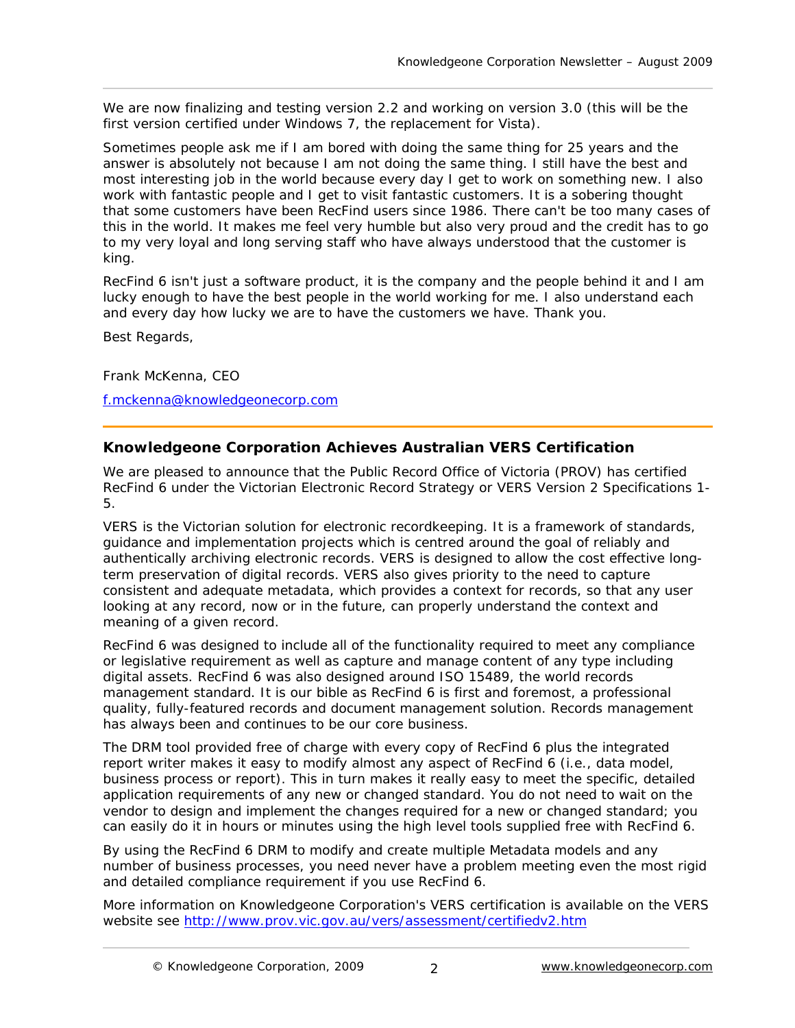We are now finalizing and testing version 2.2 and working on version 3.0 (this will be the first version certified under Windows 7, the replacement for Vista).

Sometimes people ask me if I am bored with doing the same thing for 25 years and the answer is absolutely not because I am not doing the same thing. I still have the best and most interesting job in the world because every day I get to work on something new. I also work with fantastic people and I get to visit fantastic customers. It is a sobering thought that some customers have been RecFind users since 1986. There can't be too many cases of this in the world. It makes me feel very humble but also very proud and the credit has to go to my very loyal and long serving staff who have always understood that the customer is king.

RecFind 6 isn't just a software product, it is the company and the people behind it and I am lucky enough to have the best people in the world working for me. I also understand each and every day how lucky we are to have the customers we have. Thank you.

Best Regards,

Frank McKenna, CEO

f.mckenna@knowledgeonecorp.com

## Knowledgeone Corporation Achieves Australian VERS Certification

We are pleased to announce that the Public Record Office of Victoria (PROV) has certified RecFind 6 under the Victorian Electronic Record Strategy or VERS Version 2 Specifications 1-5.

VERS is the Victorian solution for electronic recordkeeping. It is a framework of standards, guidance and implementation projects which is centred around the goal of reliably and authentically archiving electronic records. VERS is designed to allow the cost effective long-term preservation of digital records. VERS also gives priority to the need to capture consistent and adequate metadata, which provides a context for records, so that any user looking at any record, now or in the future, can properly understand the context and meaning of a given record.

RecFind 6 was designed to include all of the functionality required to meet any compliance or legislative requirement as well as capture and manage content of any type including digital assets. RecFind 6 was also designed around ISO 15489, the world records management standard. It is our bible as RecFind 6 is first and foremost, a professional quality, fully-featured records and document management solution. Records management has always been and continues to be our core business.

The DRM tool provided free of charge with every copy of RecFind 6 plus the integrated report writer makes it easy to modify almost any aspect of RecFind 6 (i.e., data model, business process or report). This in turn makes it really easy to meet the specific, detailed application requirements of any new or changed standard. You do not need to wait on the vendor to design and implement the changes required for a new or changed standard; you can easily do it in hours or minutes using the high level tools supplied free with RecFind 6.

By using the RecFind 6 DRM to modify and create multiple Metadata models and any number of business processes, you need never have a problem meeting even the most rigid and detailed compliance requirement if you use RecFind 6.

More information on Knowledgeone Corporation's VERS certification is available on the VERS website see http://www.prov.vic.gov.au/vers/assessment/certifiedv2.htm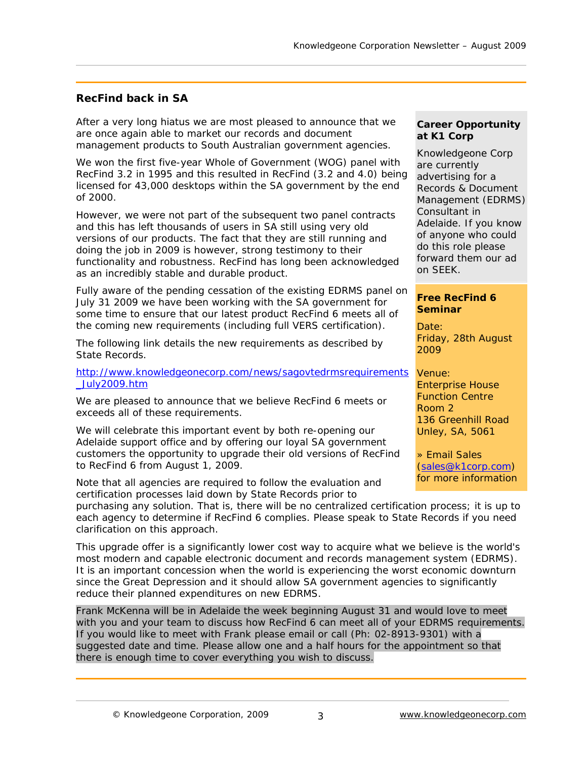## RecFind back in SA

After a very long hiatus we are most pleased to announce that we are once again able to market our records and document management products to South Australian government agencies.

We won the first five-year Whole of Government (WOG) panel with RecFind 3.2 in 1995 and this resulted in RecFind (3.2 and 4.0) being licensed for 43,000 desktops within the SA government by the end of 2000.

However, we were not part of the subsequent two panel contracts and this has left thousands of users in SA still using very old versions of our products. The fact that they are still running and doing the job in 2009 is however, strong testimony to their functionality and robustness. RecFind has long been acknowledged as an incredibly stable and durable product.

Fully aware of the pending cessation of the existing EDRMS panel on July 31 2009 we have been working with the SA government for some time to ensure that our latest product RecFind 6 meets all of the coming new requirements (including full VERS certification).

The following link details the new requirements as described by State Records.

[http://www.knowledgeonecorp.com/news/sagovtedrmsrequirements_July2009.htm](http://www.knowledgeonecorp.com/news/sagovtedrmsrequirements_July2009.htm)

We are pleased to announce that we believe RecFind 6 meets or exceeds all of these requirements.

We will celebrate this important event by both re-opening our Adelaide support office and by offering our loyal SA government customers the opportunity to upgrade their old versions of RecFind to RecFind 6 from August 1, 2009.

Note that all agencies are required to follow the evaluation and certification processes laid down by State Records prior to purchasing any solution. That is, there will be no centralized certification process; it is up to each agency to determine if RecFind 6 complies. Please speak to State Records if you need clarification on this approach.

This upgrade offer is a significantly lower cost way to acquire what we believe is the world's most modern and capable electronic document and records management system (EDRMS). It is an important concession when the world is experiencing the worst economic downturn since the Great Depression and it should allow SA government agencies to significantly reduce their planned expenditures on new EDRMS.

Frank McKenna will be in Adelaide the week beginning August 31 and would love to meet with you and your team to discuss how RecFind 6 can meet all of your EDRMS requirements. If you would like to meet with Frank please email or call (Ph: 02-8913-9301) with a suggested date and time. Please allow one and a half hours for the appointment so that there is enough time to cover everything you wish to discuss.

**Career Opportunity at K1 Corp**

Knowledgeone Corp are currently advertising for a Records & Document Management (EDRMS) Consultant in Adelaide. If you know of anyone who could do this role please forward them our ad on SEEK.

**Free RecFind 6 Seminar**

Date:
Friday, 28th August 2009

Venue:
Enterprise House Function Centre
Room 2
136 Greenhill Road
Unley, SA, 5061

» Email Sales (sales@k1corp.com) for more information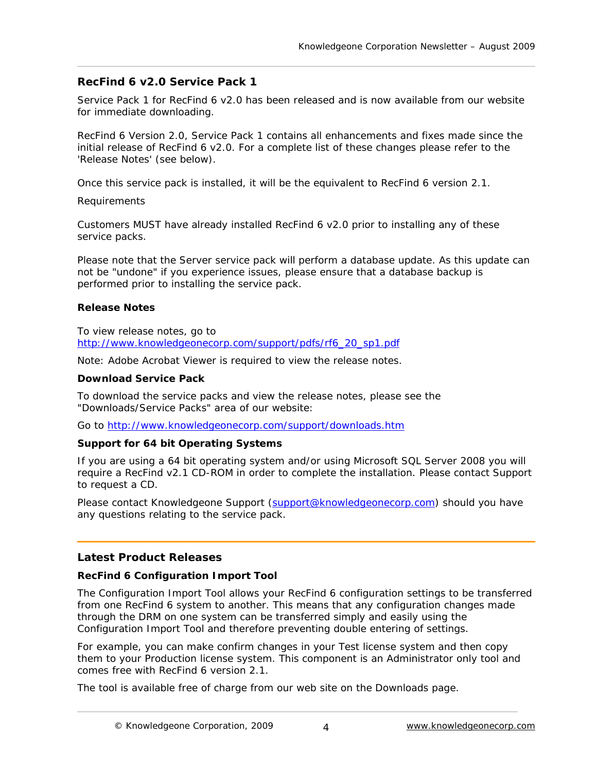## RecFind 6 v2.0 Service Pack 1

Service Pack 1 for RecFind 6 v2.0 has been released and is now available from our website for immediate downloading.

RecFind 6 Version 2.0, Service Pack 1 contains all enhancements and fixes made since the initial release of RecFind 6 v2.0. For a complete list of these changes please refer to the 'Release Notes' (see below).

Once this service pack is installed, it will be the equivalent to RecFind 6 version 2.1.

Requirements

Customers MUST have already installed RecFind 6 v2.0 prior to installing any of these service packs.

Please note that the Server service pack will perform a database update. As this update can not be "undone" if you experience issues, please ensure that a database backup is performed prior to installing the service pack.

**Release Notes**

To view release notes, go to
http://www.knowledgeonecorp.com/support/pdfs/rf6_20_sp1.pdf

Note: Adobe Acrobat Viewer is required to view the release notes.

**Download Service Pack**

To download the service packs and view the release notes, please see the "Downloads/Service Packs" area of our website:

Go to http://www.knowledgeonecorp.com/support/downloads.htm

**Support for 64 bit Operating Systems**

If you are using a 64 bit operating system and/or using Microsoft SQL Server 2008 you will require a RecFind v2.1 CD-ROM in order to complete the installation. Please contact Support to request a CD.

Please contact Knowledgeone Support (support@knowledgeonecorp.com) should you have any questions relating to the service pack.

---

## Latest Product Releases

### RecFind 6 Configuration Import Tool

The Configuration Import Tool allows your RecFind 6 configuration settings to be transferred from one RecFind 6 system to another. This means that any configuration changes made through the DRM on one system can be transferred simply and easily using the Configuration Import Tool and therefore preventing double entering of settings.

For example, you can make confirm changes in your Test license system and then copy them to your Production license system. This component is an Administrator only tool and comes free with RecFind 6 version 2.1.

The tool is available free of charge from our web site on the Downloads page.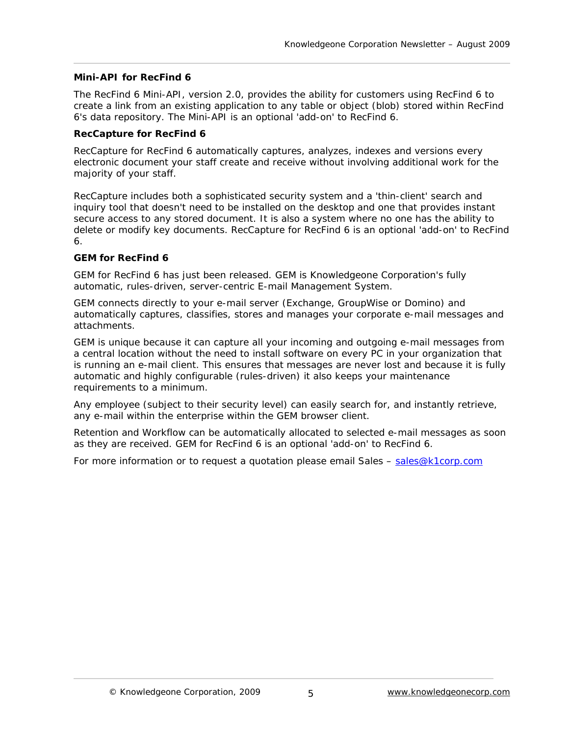### Mini-API for RecFind 6

The RecFind 6 Mini-API, version 2.0, provides the ability for customers using RecFind 6 to create a link from an existing application to any table or object (blob) stored within RecFind 6's data repository. The Mini-API is an optional 'add-on' to RecFind 6.

### RecCapture for RecFind 6

RecCapture for RecFind 6 automatically captures, analyzes, indexes and versions every electronic document your staff create and receive without involving additional work for the majority of your staff.

RecCapture includes both a sophisticated security system and a 'thin-client' search and inquiry tool that doesn't need to be installed on the desktop and one that provides instant secure access to any stored document. It is also a system where no one has the ability to delete or modify key documents. RecCapture for RecFind 6 is an optional 'add-on' to RecFind 6.

### GEM for RecFind 6

GEM for RecFind 6 has just been released. GEM is Knowledgeone Corporation's fully automatic, rules-driven, server-centric E-mail Management System.

GEM connects directly to your e-mail server (Exchange, GroupWise or Domino) and automatically captures, classifies, stores and manages your corporate e-mail messages and attachments.

GEM is unique because it can capture all your incoming and outgoing e-mail messages from a central location without the need to install software on every PC in your organization that is running an e-mail client. This ensures that messages are never lost and because it is fully automatic and highly configurable (rules-driven) it also keeps your maintenance requirements to a minimum.

Any employee (subject to their security level) can easily search for, and instantly retrieve, any e-mail within the enterprise within the GEM browser client.

Retention and Workflow can be automatically allocated to selected e-mail messages as soon as they are received. GEM for RecFind 6 is an optional 'add-on' to RecFind 6.

For more information or to request a quotation please email Sales – sales@k1corp.com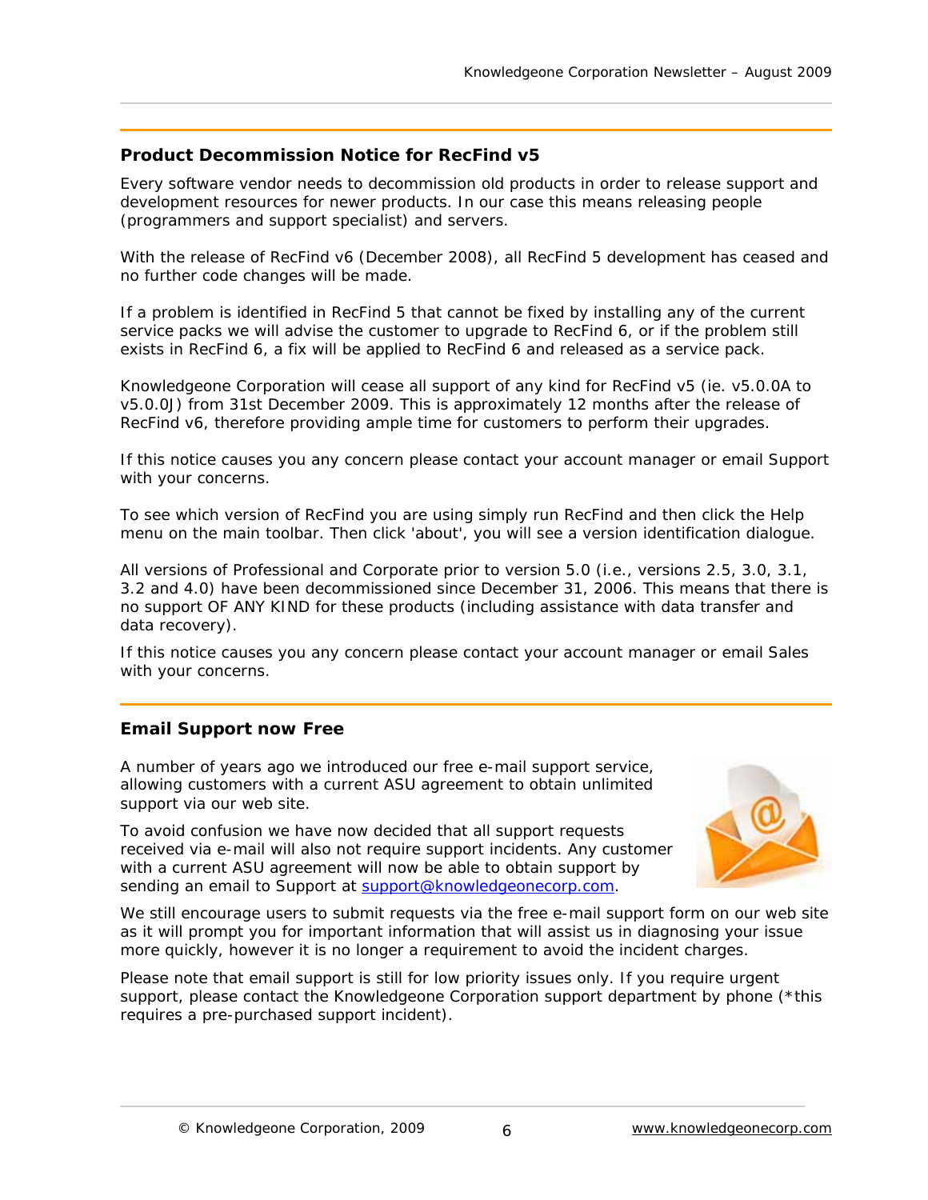## Product Decommission Notice for RecFind v5

Every software vendor needs to decommission old products in order to release support and development resources for newer products. In our case this means releasing people (programmers and support specialist) and servers.

With the release of RecFind v6 (December 2008), all RecFind 5 development has ceased and no further code changes will be made.

If a problem is identified in RecFind 5 that cannot be fixed by installing any of the current service packs we will advise the customer to upgrade to RecFind 6, or if the problem still exists in RecFind 6, a fix will be applied to RecFind 6 and released as a service pack.

Knowledgeone Corporation will cease all support of any kind for RecFind v5 (ie. v5.0.0A to v5.0.0J) from 31st December 2009. This is approximately 12 months after the release of RecFind v6, therefore providing ample time for customers to perform their upgrades.

If this notice causes you any concern please contact your account manager or email Support with your concerns.

To see which version of RecFind you are using simply run RecFind and then click the Help menu on the main toolbar. Then click 'about', you will see a version identification dialogue.

All versions of Professional and Corporate prior to version 5.0 (i.e., versions 2.5, 3.0, 3.1, 3.2 and 4.0) have been decommissioned since December 31, 2006. This means that there is no support OF ANY KIND for these products (including assistance with data transfer and data recovery).

If this notice causes you any concern please contact your account manager or email Sales with your concerns.

## Email Support now Free

A number of years ago we introduced our free e-mail support service, allowing customers with a current ASU agreement to obtain unlimited support via our web site.

To avoid confusion we have now decided that all support requests received via e-mail will also not require support incidents. Any customer with a current ASU agreement will now be able to obtain support by sending an email to Support at support@knowledgeonecorp.com.

We still encourage users to submit requests via the free e-mail support form on our web site as it will prompt you for important information that will assist us in diagnosing your issue more quickly, however it is no longer a requirement to avoid the incident charges.

Please note that email support is still for low priority issues only. If you require urgent support, please contact the Knowledgeone Corporation support department by phone (*this requires a pre-purchased support incident).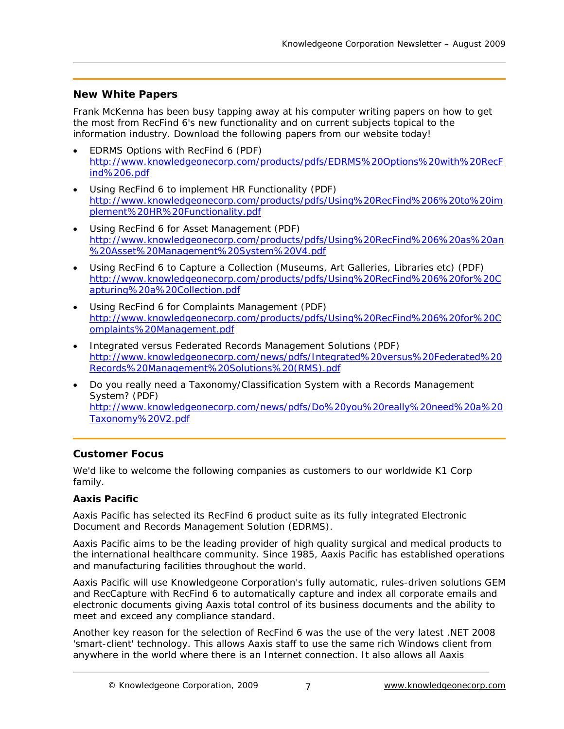## New White Papers

Frank McKenna has been busy tapping away at his computer writing papers on how to get the most from RecFind 6's new functionality and on current subjects topical to the information industry. Download the following papers from our website today!

- EDRMS Options with RecFind 6 (PDF)
  http://www.knowledgeonecorp.com/products/pdfs/EDRMS%20Options%20with%20RecFind%206.pdf
- Using RecFind 6 to implement HR Functionality (PDF)
  http://www.knowledgeonecorp.com/products/pdfs/Using%20RecFind%206%20to%20implement%20HR%20Functionality.pdf
- Using RecFind 6 for Asset Management (PDF)
  http://www.knowledgeonecorp.com/products/pdfs/Using%20RecFind%206%20as%20an%20Asset%20Management%20System%20V4.pdf
- Using RecFind 6 to Capture a Collection (Museums, Art Galleries, Libraries etc) (PDF)
  http://www.knowledgeonecorp.com/products/pdfs/Using%20RecFind%206%20for%20Capturing%20a%20Collection.pdf
- Using RecFind 6 for Complaints Management (PDF)
  http://www.knowledgeonecorp.com/products/pdfs/Using%20RecFind%206%20for%20Complaints%20Management.pdf
- Integrated versus Federated Records Management Solutions (PDF)
  http://www.knowledgeonecorp.com/news/pdfs/Integrated%20versus%20Federated%20Records%20Management%20Solutions%20(RMS).pdf
- Do you really need a Taxonomy/Classification System with a Records Management System? (PDF)
  http://www.knowledgeonecorp.com/news/pdfs/Do%20you%20really%20need%20a%20Taxonomy%20V2.pdf

## Customer Focus

We'd like to welcome the following companies as customers to our worldwide K1 Corp family.

**Aaxis Pacific**

Aaxis Pacific has selected its RecFind 6 product suite as its fully integrated Electronic Document and Records Management Solution (EDRMS).

Aaxis Pacific aims to be the leading provider of high quality surgical and medical products to the international healthcare community. Since 1985, Aaxis Pacific has established operations and manufacturing facilities throughout the world.

Aaxis Pacific will use Knowledgeone Corporation's fully automatic, rules-driven solutions GEM and RecCapture with RecFind 6 to automatically capture and index all corporate emails and electronic documents giving Aaxis total control of its business documents and the ability to meet and exceed any compliance standard.

Another key reason for the selection of RecFind 6 was the use of the very latest .NET 2008 'smart-client' technology. This allows Aaxis staff to use the same rich Windows client from anywhere in the world where there is an Internet connection. It also allows all Aaxis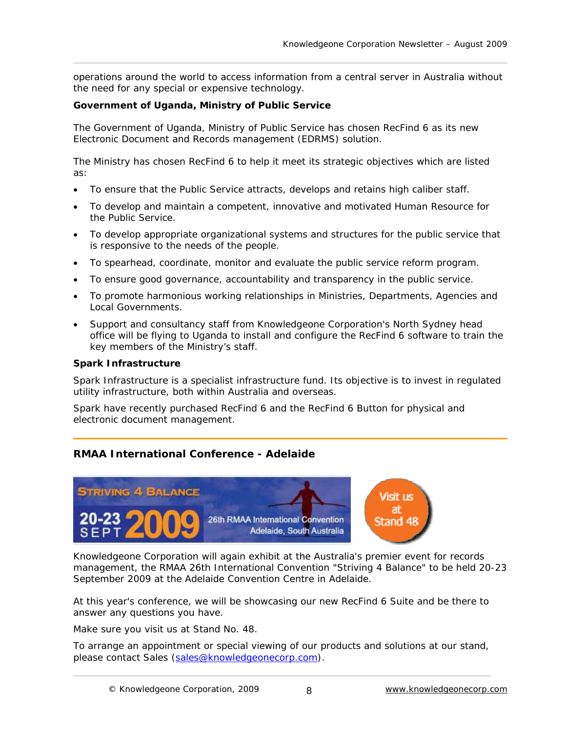operations around the world to access information from a central server in Australia without the need for any special or expensive technology.

**Government of Uganda, Ministry of Public Service**

The Government of Uganda, Ministry of Public Service has chosen RecFind 6 as its new Electronic Document and Records management (EDRMS) solution.

The Ministry has chosen RecFind 6 to help it meet its strategic objectives which are listed as:

- To ensure that the Public Service attracts, develops and retains high caliber staff.
- To develop and maintain a competent, innovative and motivated Human Resource for the Public Service.
- To develop appropriate organizational systems and structures for the public service that is responsive to the needs of the people.
- To spearhead, coordinate, monitor and evaluate the public service reform program.
- To ensure good governance, accountability and transparency in the public service.
- To promote harmonious working relationships in Ministries, Departments, Agencies and Local Governments.
- Support and consultancy staff from Knowledgeone Corporation's North Sydney head office will be flying to Uganda to install and configure the RecFind 6 software to train the key members of the Ministry's staff.

**Spark Infrastructure**

Spark Infrastructure is a specialist infrastructure fund. Its objective is to invest in regulated utility infrastructure, both within Australia and overseas.

Spark have recently purchased RecFind 6 and the RecFind 6 Button for physical and electronic document management.

## RMAA International Conference - Adelaide

STRIVING 4 BALANCE
20-23 SEPT 2009
26th RMAA International Convention
Adelaide, South Australia

Visit us at Stand 48

Knowledgeone Corporation will again exhibit at the Australia's premier event for records management, the RMAA 26th International Convention "Striving 4 Balance" to be held 20-23 September 2009 at the Adelaide Convention Centre in Adelaide.

At this year's conference, we will be showcasing our new RecFind 6 Suite and be there to answer any questions you have.

Make sure you visit us at Stand No. 48.

To arrange an appointment or special viewing of our products and solutions at our stand, please contact Sales (sales@knowledgeonecorp.com).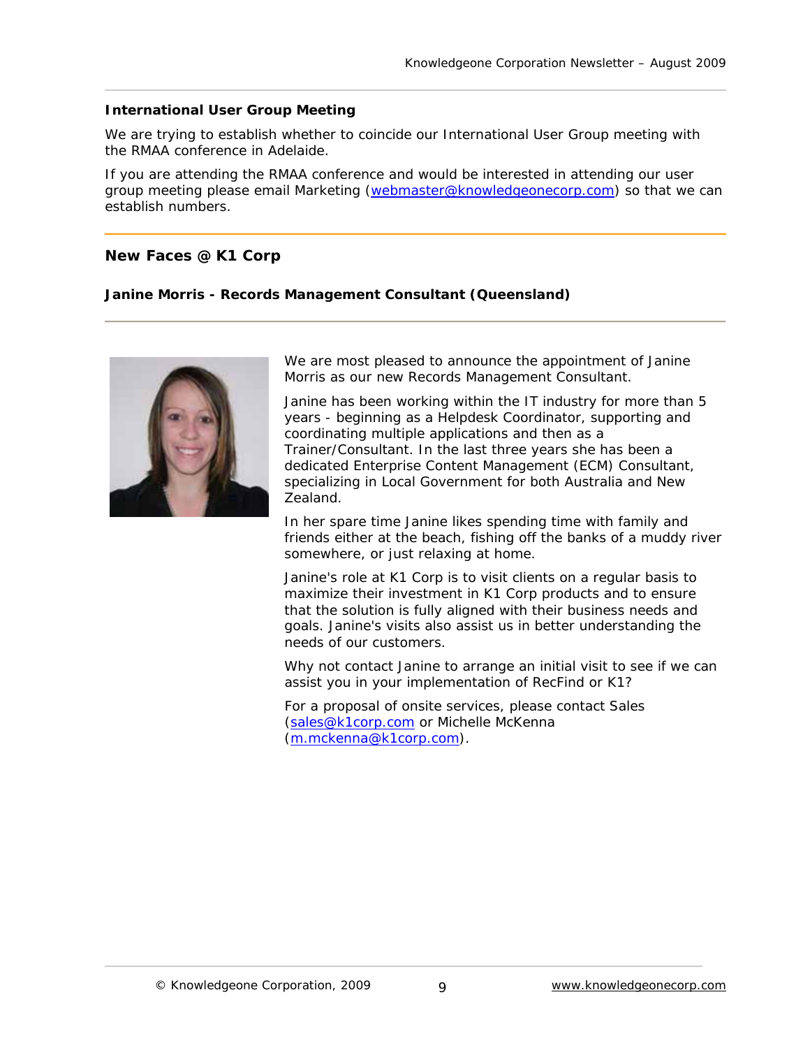### International User Group Meeting

We are trying to establish whether to coincide our International User Group meeting with the RMAA conference in Adelaide.

If you are attending the RMAA conference and would be interested in attending our user group meeting please email Marketing (webmaster@knowledgeonecorp.com) so that we can establish numbers.

## New Faces @ K1 Corp

### Janine Morris - Records Management Consultant (Queensland)

We are most pleased to announce the appointment of Janine Morris as our new Records Management Consultant.

Janine has been working within the IT industry for more than 5 years - beginning as a Helpdesk Coordinator, supporting and coordinating multiple applications and then as a Trainer/Consultant. In the last three years she has been a dedicated Enterprise Content Management (ECM) Consultant, specializing in Local Government for both Australia and New Zealand.

In her spare time Janine likes spending time with family and friends either at the beach, fishing off the banks of a muddy river somewhere, or just relaxing at home.

Janine's role at K1 Corp is to visit clients on a regular basis to maximize their investment in K1 Corp products and to ensure that the solution is fully aligned with their business needs and goals. Janine's visits also assist us in better understanding the needs of our customers.

Why not contact Janine to arrange an initial visit to see if we can assist you in your implementation of RecFind or K1?

For a proposal of onsite services, please contact Sales (sales@k1corp.com or Michelle McKenna (m.mckenna@k1corp.com).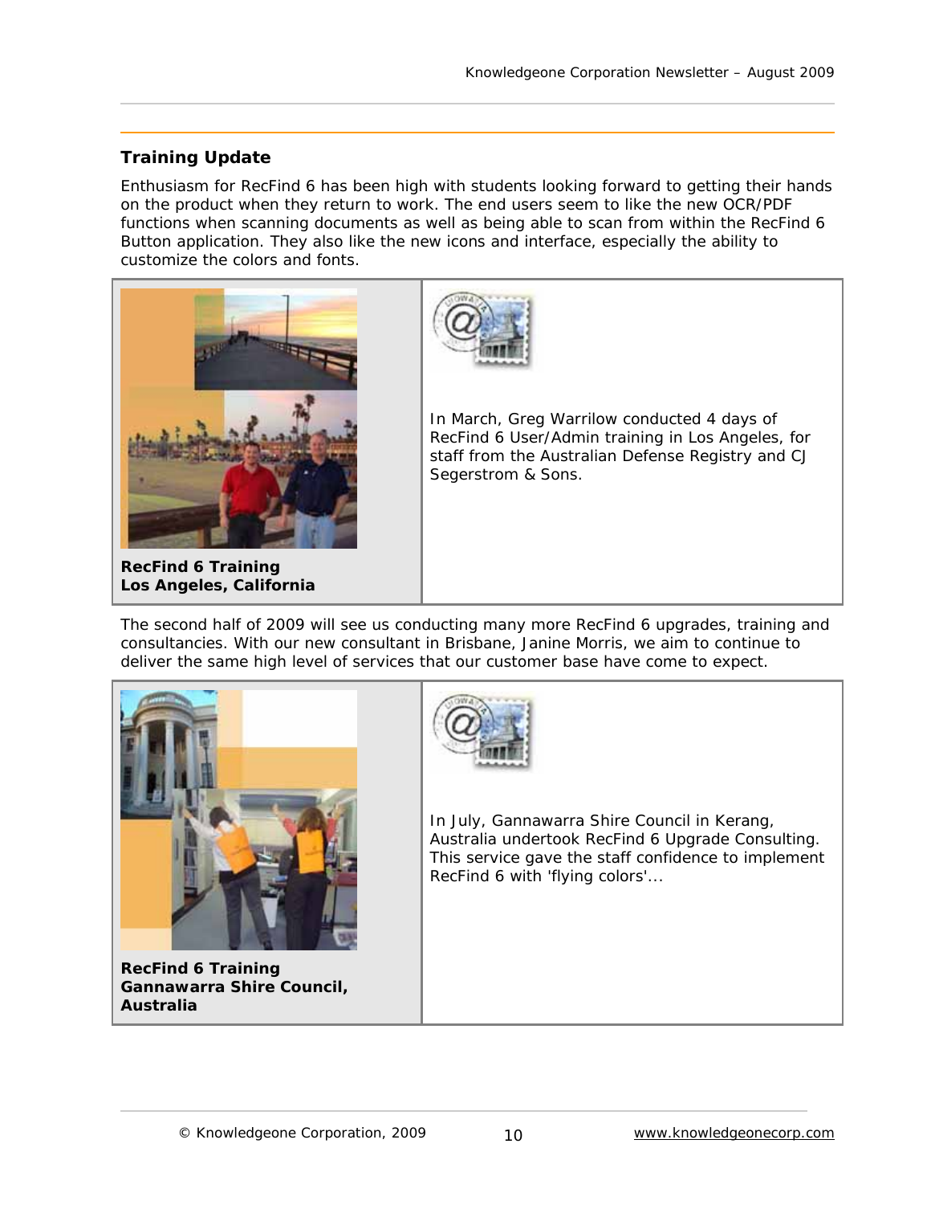## Training Update

Enthusiasm for RecFind 6 has been high with students looking forward to getting their hands on the product when they return to work. The end users seem to like the new OCR/PDF functions when scanning documents as well as being able to scan from within the RecFind 6 Button application. They also like the new icons and interface, especially the ability to customize the colors and fonts.

| | |
|---|---|
| **RecFind 6 Training**<br>**Los Angeles, California** | In March, Greg Warrilow conducted 4 days of RecFind 6 User/Admin training in Los Angeles, for staff from the Australian Defense Registry and CJ Segerstrom & Sons. |

The second half of 2009 will see us conducting many more RecFind 6 upgrades, training and consultancies. With our new consultant in Brisbane, Janine Morris, we aim to continue to deliver the same high level of services that our customer base have come to expect.

| | |
|---|---|
| **RecFind 6 Training**<br>**Gannawarra Shire Council, Australia** | In July, Gannawarra Shire Council in Kerang, Australia undertook RecFind 6 Upgrade Consulting. This service gave the staff confidence to implement RecFind 6 with 'flying colors'... |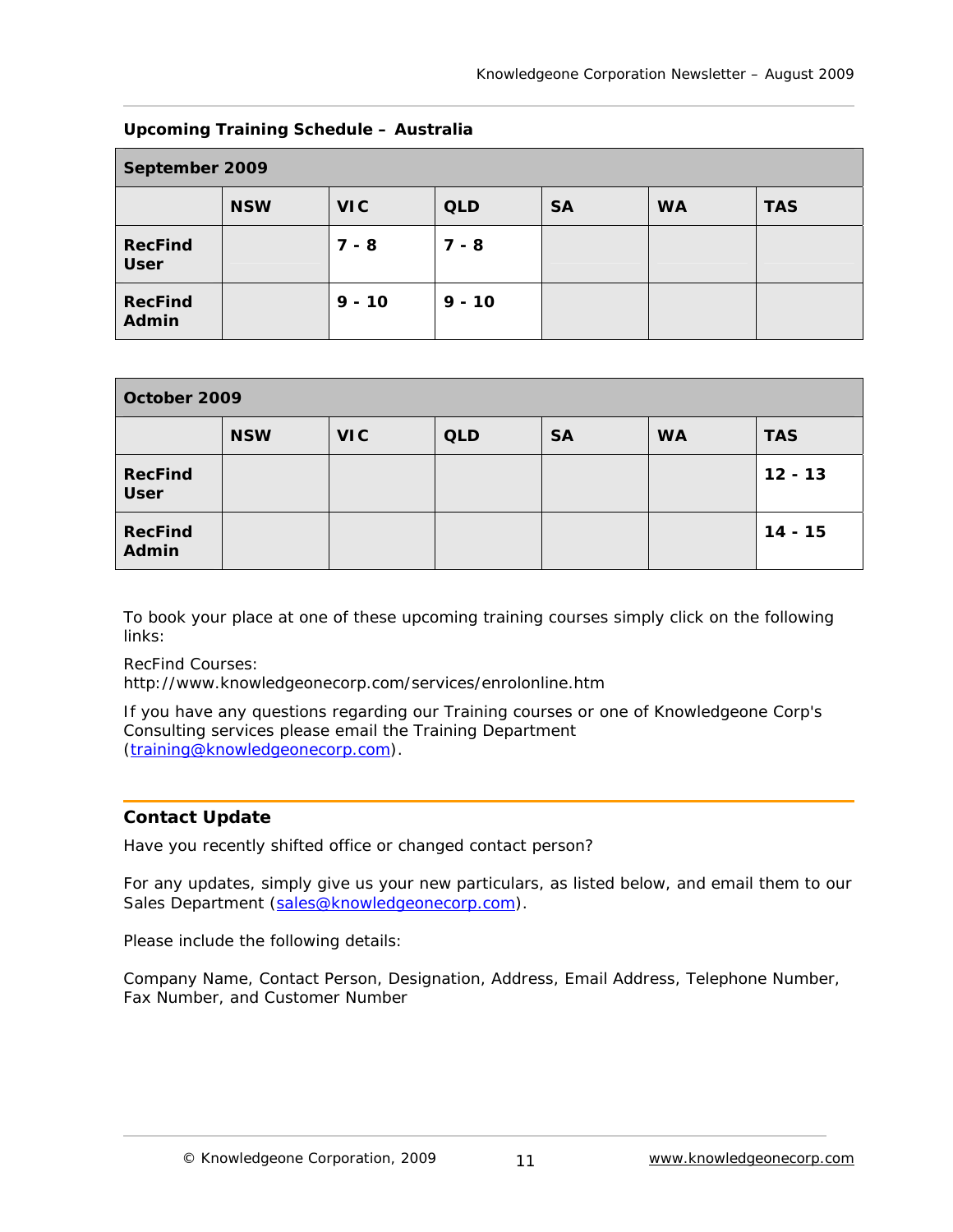**Upcoming Training Schedule – Australia**

| September 2009 | | | | | | |
|---|---|---|---|---|---|---|
| | **NSW** | **VIC** | **QLD** | **SA** | **WA** | **TAS** |
| **RecFind User** | | **7 - 8** | **7 - 8** | | | |
| **RecFind Admin** | | **9 - 10** | **9 - 10** | | | |

| October 2009 | | | | | | |
|---|---|---|---|---|---|---|
| | **NSW** | **VIC** | **QLD** | **SA** | **WA** | **TAS** |
| **RecFind User** | | | | | | **12 - 13** |
| **RecFind Admin** | | | | | | **14 - 15** |

To book your place at one of these upcoming training courses simply click on the following links:

RecFind Courses:
http://www.knowledgeonecorp.com/services/enrolonline.htm

If you have any questions regarding our Training courses or one of Knowledgeone Corp's Consulting services please email the Training Department (training@knowledgeonecorp.com).

## Contact Update

Have you recently shifted office or changed contact person?

For any updates, simply give us your new particulars, as listed below, and email them to our Sales Department (sales@knowledgeonecorp.com).

Please include the following details:

Company Name, Contact Person, Designation, Address, Email Address, Telephone Number, Fax Number, and Customer Number